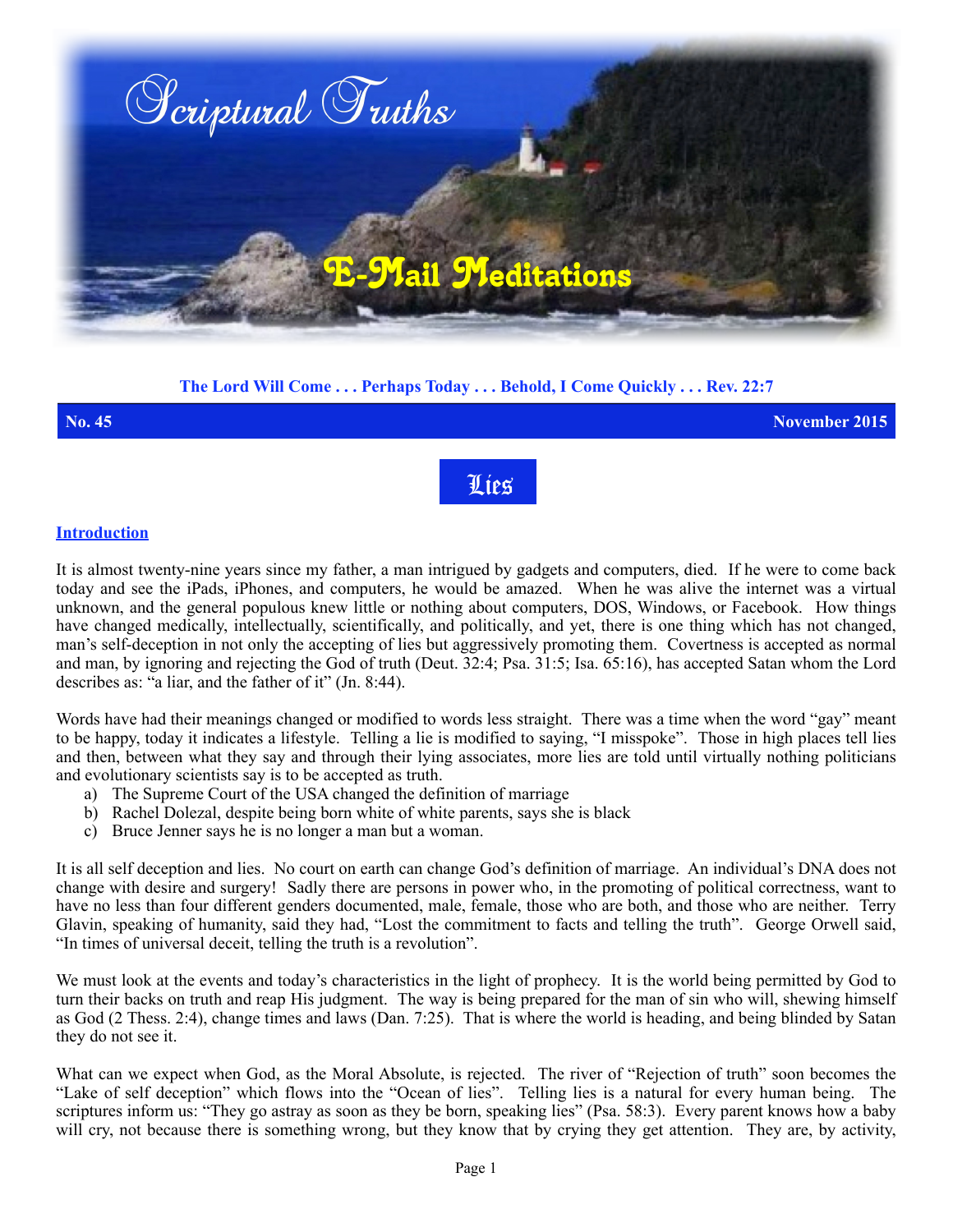# Scriptural Truths

## E-Mail Meditations

**The Lord Will Come . . . Perhaps Today . . . Behold, I Come Quickly . . . Rev. 22:7**

**No. 45** **November 2015**

# Lies

**Introduction**

It is almost twenty-nine years since my father, a man intrigued by gadgets and computers, died. If he were to come back today and see the iPads, iPhones, and computers, he would be amazed. When he was alive the internet was a virtual unknown, and the general populous knew little or nothing about computers, DOS, Windows, or Facebook. How things have changed medically, intellectually, scientifically, and politically, and yet, there is one thing which has not changed, man's self-deception in not only the accepting of lies but aggressively promoting them. Covertness is accepted as normal and man, by ignoring and rejecting the God of truth (Deut. 32:4; Psa. 31:5; Isa. 65:16), has accepted Satan whom the Lord describes as: "a liar, and the father of it" (Jn. 8:44).

Words have had their meanings changed or modified to words less straight. There was a time when the word "gay" meant to be happy, today it indicates a lifestyle. Telling a lie is modified to saying, "I misspoke". Those in high places tell lies and then, between what they say and through their lying associates, more lies are told until virtually nothing politicians and evolutionary scientists say is to be accepted as truth.

a) The Supreme Court of the USA changed the definition of marriage
b) Rachel Dolezal, despite being born white of white parents, says she is black
c) Bruce Jenner says he is no longer a man but a woman.

It is all self deception and lies. No court on earth can change God's definition of marriage. An individual's DNA does not change with desire and surgery! Sadly there are persons in power who, in the promoting of political correctness, want to have no less than four different genders documented, male, female, those who are both, and those who are neither. Terry Glavin, speaking of humanity, said they had, "Lost the commitment to facts and telling the truth". George Orwell said, "In times of universal deceit, telling the truth is a revolution".

We must look at the events and today's characteristics in the light of prophecy. It is the world being permitted by God to turn their backs on truth and reap His judgment. The way is being prepared for the man of sin who will, shewing himself as God (2 Thess. 2:4), change times and laws (Dan. 7:25). That is where the world is heading, and being blinded by Satan they do not see it.

What can we expect when God, as the Moral Absolute, is rejected. The river of "Rejection of truth" soon becomes the "Lake of self deception" which flows into the "Ocean of lies". Telling lies is a natural for every human being. The scriptures inform us: "They go astray as soon as they be born, speaking lies" (Psa. 58:3). Every parent knows how a baby will cry, not because there is something wrong, but they know that by crying they get attention. They are, by activity,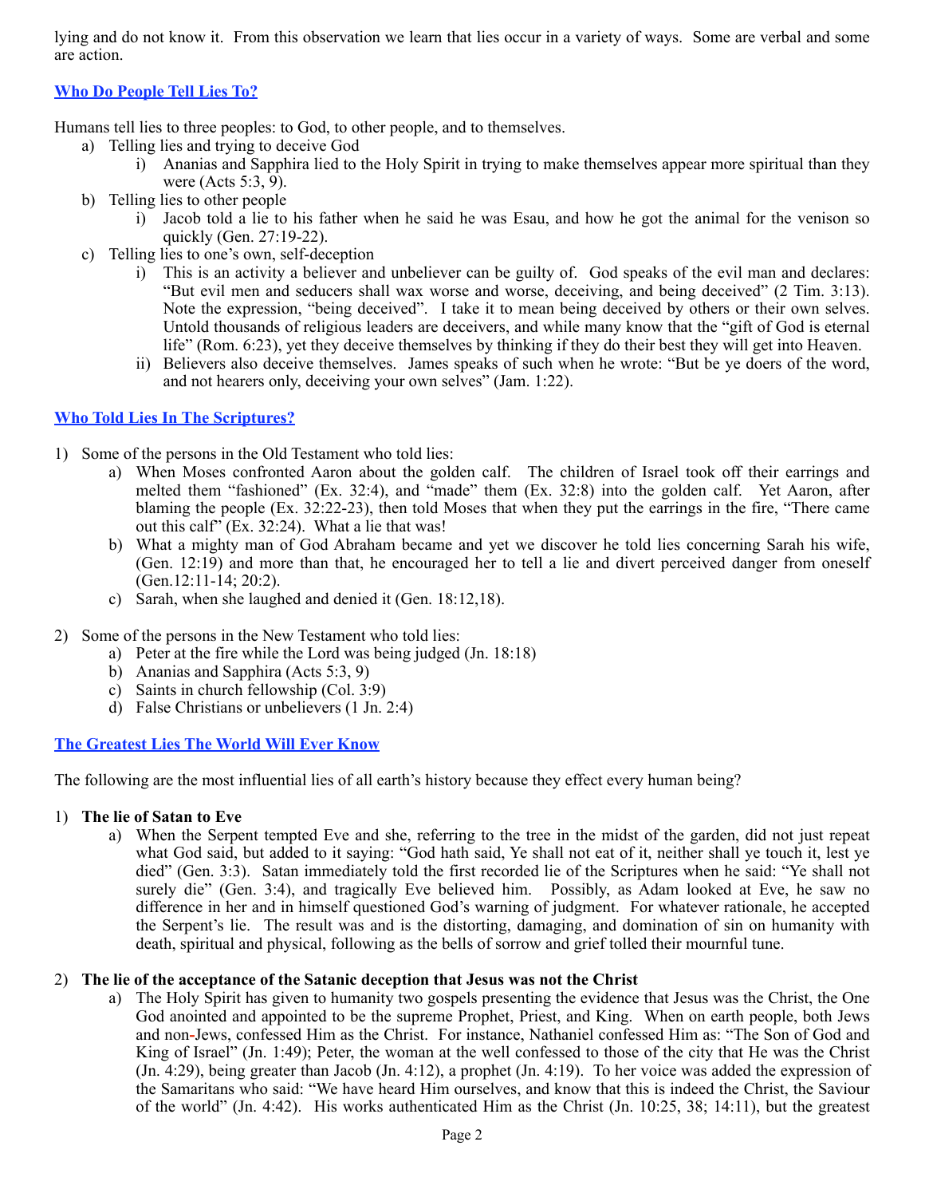lying and do not know it. From this observation we learn that lies occur in a variety of ways. Some are verbal and some are action.

### Who Do People Tell Lies To?

Humans tell lies to three peoples: to God, to other people, and to themselves.

a) Telling lies and trying to deceive God
   i) Ananias and Sapphira lied to the Holy Spirit in trying to make themselves appear more spiritual than they were (Acts 5:3, 9).
b) Telling lies to other people
   i) Jacob told a lie to his father when he said he was Esau, and how he got the animal for the venison so quickly (Gen. 27:19-22).
c) Telling lies to one's own, self-deception
   i) This is an activity a believer and unbeliever can be guilty of. God speaks of the evil man and declares: "But evil men and seducers shall wax worse and worse, deceiving, and being deceived" (2 Tim. 3:13). Note the expression, "being deceived". I take it to mean being deceived by others or their own selves. Untold thousands of religious leaders are deceivers, and while many know that the "gift of God is eternal life" (Rom. 6:23), yet they deceive themselves by thinking if they do their best they will get into Heaven.
   ii) Believers also deceive themselves. James speaks of such when he wrote: "But be ye doers of the word, and not hearers only, deceiving your own selves" (Jam. 1:22).

### Who Told Lies In The Scriptures?

1) Some of the persons in the Old Testament who told lies:
   a) When Moses confronted Aaron about the golden calf. The children of Israel took off their earrings and melted them "fashioned" (Ex. 32:4), and "made" them (Ex. 32:8) into the golden calf. Yet Aaron, after blaming the people (Ex. 32:22-23), then told Moses that when they put the earrings in the fire, "There came out this calf" (Ex. 32:24). What a lie that was!
   b) What a mighty man of God Abraham became and yet we discover he told lies concerning Sarah his wife, (Gen. 12:19) and more than that, he encouraged her to tell a lie and divert perceived danger from oneself (Gen.12:11-14; 20:2).
   c) Sarah, when she laughed and denied it (Gen. 18:12,18).

2) Some of the persons in the New Testament who told lies:
   a) Peter at the fire while the Lord was being judged (Jn. 18:18)
   b) Ananias and Sapphira (Acts 5:3, 9)
   c) Saints in church fellowship (Col. 3:9)
   d) False Christians or unbelievers (1 Jn. 2:4)

### The Greatest Lies The World Will Ever Know

The following are the most influential lies of all earth's history because they effect every human being?

1) **The lie of Satan to Eve**
   a) When the Serpent tempted Eve and she, referring to the tree in the midst of the garden, did not just repeat what God said, but added to it saying: "God hath said, Ye shall not eat of it, neither shall ye touch it, lest ye died" (Gen. 3:3). Satan immediately told the first recorded lie of the Scriptures when he said: "Ye shall not surely die" (Gen. 3:4), and tragically Eve believed him. Possibly, as Adam looked at Eve, he saw no difference in her and in himself questioned God's warning of judgment. For whatever rationale, he accepted the Serpent's lie. The result was and is the distorting, damaging, and domination of sin on humanity with death, spiritual and physical, following as the bells of sorrow and grief tolled their mournful tune.

2) **The lie of the acceptance of the Satanic deception that Jesus was not the Christ**
   a) The Holy Spirit has given to humanity two gospels presenting the evidence that Jesus was the Christ, the One God anointed and appointed to be the supreme Prophet, Priest, and King. When on earth people, both Jews and non-Jews, confessed Him as the Christ. For instance, Nathaniel confessed Him as: "The Son of God and King of Israel" (Jn. 1:49); Peter, the woman at the well confessed to those of the city that He was the Christ (Jn. 4:29), being greater than Jacob (Jn. 4:12), a prophet (Jn. 4:19). To her voice was added the expression of the Samaritans who said: "We have heard Him ourselves, and know that this is indeed the Christ, the Saviour of the world" (Jn. 4:42). His works authenticated Him as the Christ (Jn. 10:25, 38; 14:11), but the greatest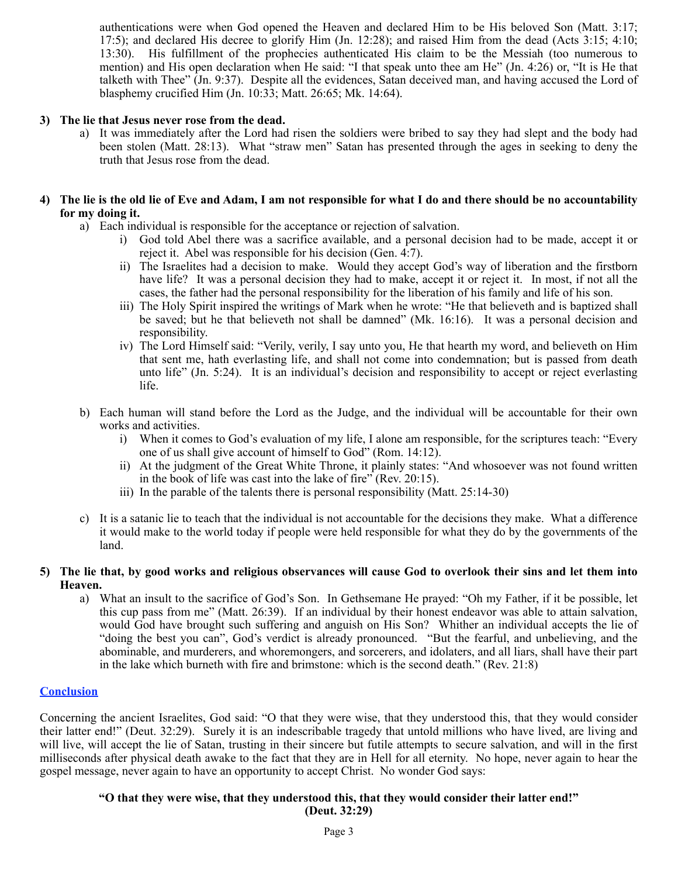authentications were when God opened the Heaven and declared Him to be His beloved Son (Matt. 3:17; 17:5); and declared His decree to glorify Him (Jn. 12:28); and raised Him from the dead (Acts 3:15; 4:10; 13:30). His fulfillment of the prophecies authenticated His claim to be the Messiah (too numerous to mention) and His open declaration when He said: "I that speak unto thee am He" (Jn. 4:26) or, "It is He that talketh with Thee" (Jn. 9:37). Despite all the evidences, Satan deceived man, and having accused the Lord of blasphemy crucified Him (Jn. 10:33; Matt. 26:65; Mk. 14:64).

**3) The lie that Jesus never rose from the dead.**

a) It was immediately after the Lord had risen the soldiers were bribed to say they had slept and the body had been stolen (Matt. 28:13). What "straw men" Satan has presented through the ages in seeking to deny the truth that Jesus rose from the dead.

**4) The lie is the old lie of Eve and Adam, I am not responsible for what I do and there should be no accountability for my doing it.**

a) Each individual is responsible for the acceptance or rejection of salvation.
   i) God told Abel there was a sacrifice available, and a personal decision had to be made, accept it or reject it. Abel was responsible for his decision (Gen. 4:7).
   ii) The Israelites had a decision to make. Would they accept God's way of liberation and the firstborn have life? It was a personal decision they had to make, accept it or reject it. In most, if not all the cases, the father had the personal responsibility for the liberation of his family and life of his son.
   iii) The Holy Spirit inspired the writings of Mark when he wrote: "He that believeth and is baptized shall be saved; but he that believeth not shall be damned" (Mk. 16:16). It was a personal decision and responsibility.
   iv) The Lord Himself said: "Verily, verily, I say unto you, He that hearth my word, and believeth on Him that sent me, hath everlasting life, and shall not come into condemnation; but is passed from death unto life" (Jn. 5:24). It is an individual's decision and responsibility to accept or reject everlasting life.

b) Each human will stand before the Lord as the Judge, and the individual will be accountable for their own works and activities.
   i) When it comes to God's evaluation of my life, I alone am responsible, for the scriptures teach: "Every one of us shall give account of himself to God" (Rom. 14:12).
   ii) At the judgment of the Great White Throne, it plainly states: "And whosoever was not found written in the book of life was cast into the lake of fire" (Rev. 20:15).
   iii) In the parable of the talents there is personal responsibility (Matt. 25:14-30)

c) It is a satanic lie to teach that the individual is not accountable for the decisions they make. What a difference it would make to the world today if people were held responsible for what they do by the governments of the land.

**5) The lie that, by good works and religious observances will cause God to overlook their sins and let them into Heaven.**

a) What an insult to the sacrifice of God's Son. In Gethsemane He prayed: "Oh my Father, if it be possible, let this cup pass from me" (Matt. 26:39). If an individual by their honest endeavor was able to attain salvation, would God have brought such suffering and anguish on His Son? Whither an individual accepts the lie of "doing the best you can", God's verdict is already pronounced. "But the fearful, and unbelieving, and the abominable, and murderers, and whoremongers, and sorcerers, and idolaters, and all liars, shall have their part in the lake which burneth with fire and brimstone: which is the second death." (Rev. 21:8)

## Conclusion

Concerning the ancient Israelites, God said: "O that they were wise, that they understood this, that they would consider their latter end!" (Deut. 32:29). Surely it is an indescribable tragedy that untold millions who have lived, are living and will live, will accept the lie of Satan, trusting in their sincere but futile attempts to secure salvation, and will in the first milliseconds after physical death awake to the fact that they are in Hell for all eternity. No hope, never again to hear the gospel message, never again to have an opportunity to accept Christ. No wonder God says:

**"O that they were wise, that they understood this, that they would consider their latter end!" (Deut. 32:29)**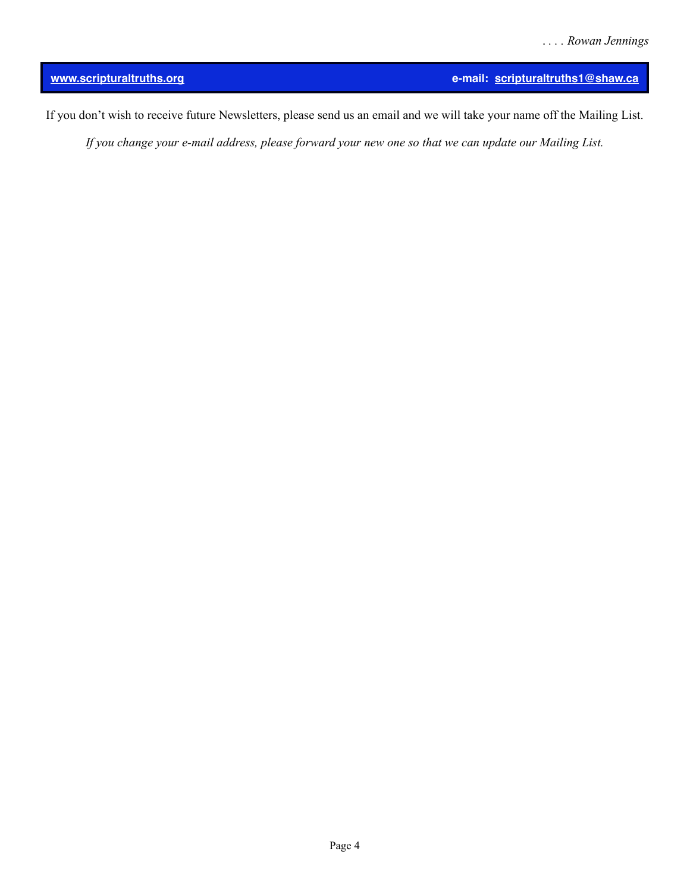*. . . . Rowan Jennings*

**www.scripturaltruths.org** **e-mail: scripturaltruths1@shaw.ca**

If you don't wish to receive future Newsletters, please send us an email and we will take your name off the Mailing List.

*If you change your e-mail address, please forward your new one so that we can update our Mailing List.*